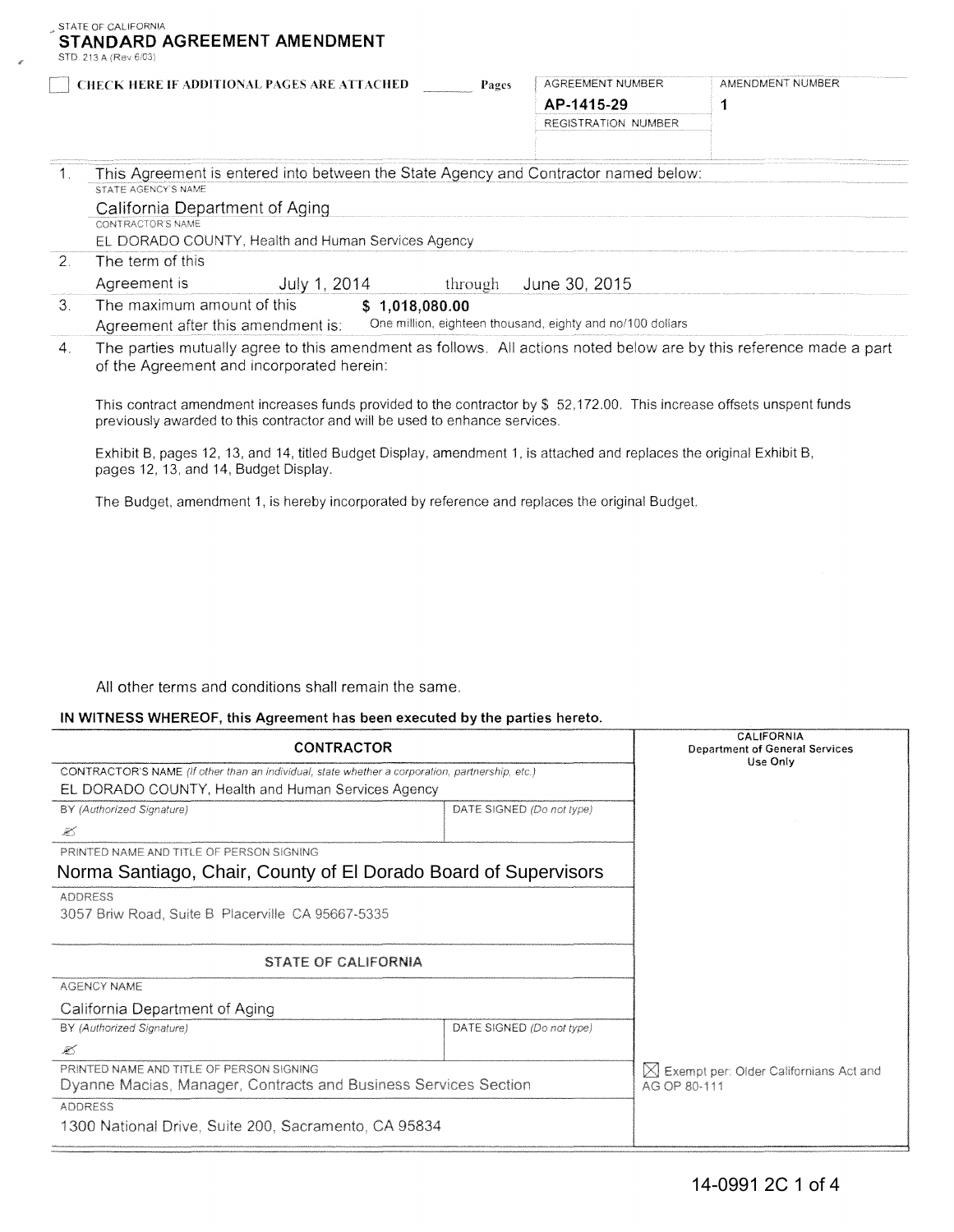STATE OF CALIFORNIA

# STANDARD AGREEMENT AMENDMENT

STD. 213 A (Rev 6/03)

☐ **CHECK HERE IF ADDITIONAL PAGES ARE ATTACHED** _______ Pages

| AGREEMENT NUMBER | AMENDMENT NUMBER |
|---|---|
| **AP-1415-29** | **1** |
| REGISTRATION NUMBER | |

1. This Agreement is entered into between the State Agency and Contractor named below:

   STATE AGENCY'S NAME
   California Department of Aging

   CONTRACTOR'S NAME
   EL DORADO COUNTY, Health and Human Services Agency

2. The term of this Agreement is July 1, 2014 through June 30, 2015

3. The maximum amount of this Agreement after this amendment is: **$ 1,018,080.00**
   One million, eighteen thousand, eighty and no/100 dollars

4. The parties mutually agree to this amendment as follows. All actions noted below are by this reference made a part of the Agreement and incorporated herein:

This contract amendment increases funds provided to the contractor by $ 52,172.00. This increase offsets unspent funds previously awarded to this contractor and will be used to enhance services.

Exhibit B, pages 12, 13, and 14, titled Budget Display, amendment 1, is attached and replaces the original Exhibit B, pages 12, 13, and 14, Budget Display.

The Budget, amendment 1, is hereby incorporated by reference and replaces the original Budget.

All other terms and conditions shall remain the same.

**IN WITNESS WHEREOF, this Agreement has been executed by the parties hereto.**

| **CONTRACTOR** | | **CALIFORNIA Department of General Services Use Only** |
|---|---|---|
| CONTRACTOR'S NAME *(If other than an individual, state whether a corporation, partnership, etc.)*<br>EL DORADO COUNTY, Health and Human Services Agency | | |
| BY *(Authorized Signature)* | DATE SIGNED *(Do not type)* | |
| PRINTED NAME AND TITLE OF PERSON SIGNING<br>Norma Santiago, Chair, County of El Dorado Board of Supervisors | | |
| ADDRESS<br>3057 Briw Road, Suite B Placerville CA 95667-5335 | | |
| **STATE OF CALIFORNIA** | | |
| AGENCY NAME<br>California Department of Aging | | |
| BY *(Authorized Signature)* | DATE SIGNED *(Do not type)* | |
| PRINTED NAME AND TITLE OF PERSON SIGNING<br>Dyanne Macias, Manager, Contracts and Business Services Section | | ☒ Exempt per: Older Californians Act and AG OP 80-111 |
| ADDRESS<br>1300 National Drive, Suite 200, Sacramento, CA 95834 | | |

14-0991 2C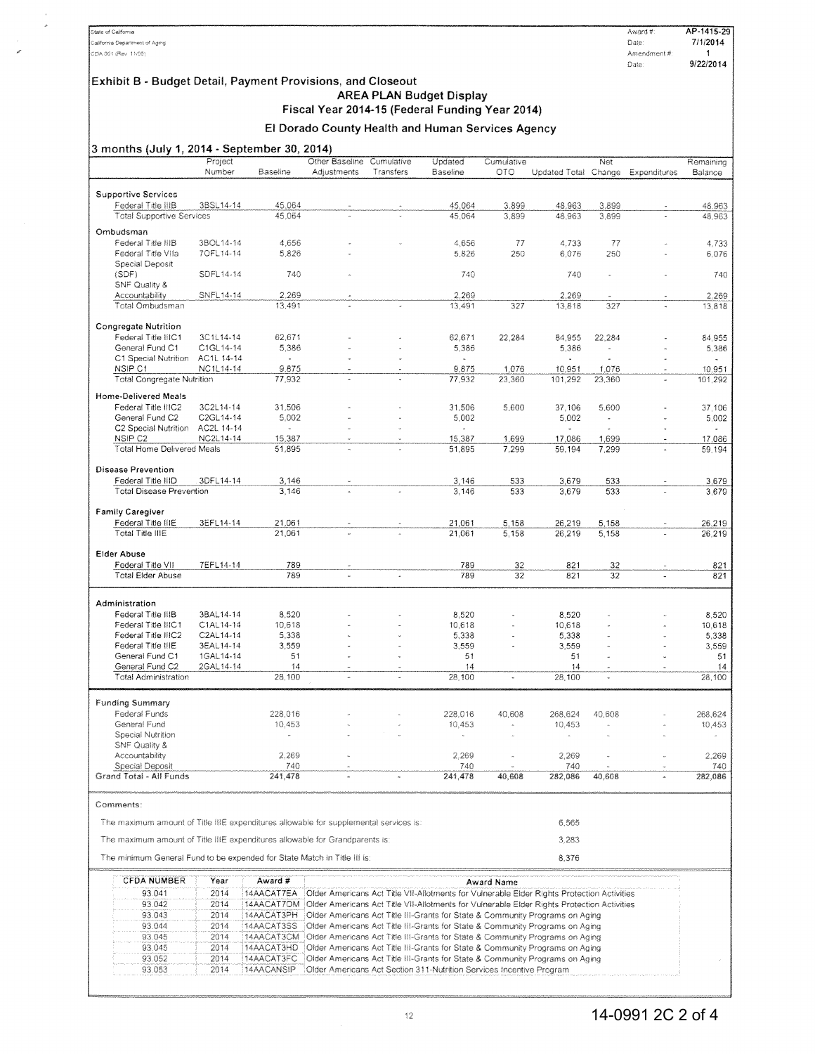State of California
California Department of Aging
CDA 001 (Rev 11/05)

Award #: AP-1415-29
Date: 7/1/2014
Amendment #: 1
Date: 9/22/2014

## Exhibit B - Budget Detail, Payment Provisions, and Closeout

### AREA PLAN Budget Display
### Fiscal Year 2014-15 (Federal Funding Year 2014)
### El Dorado County Health and Human Services Agency

**3 months (July 1, 2014 - September 30, 2014)**

| | Project Number | Baseline | Other Baseline Adjustments | Cumulative Transfers | Updated Baseline | Cumulative OTO | Updated Total | Net Change | Expenditures | Remaining Balance |
|---|---|---|---|---|---|---|---|---|---|---|
| **Supportive Services** | | | | | | | | | | |
| Federal Title IIIB | 3BSL14-14 | 45,064 | - | - | 45,064 | 3,899 | 48,963 | 3,899 | - | 48,963 |
| Total Supportive Services | | 45,064 | - | - | 45,064 | 3,899 | 48,963 | 3,899 | - | 48,963 |
| **Ombudsman** | | | | | | | | | | |
| Federal Title IIIB | 3BOL14-14 | 4,656 | - | - | 4,656 | 77 | 4,733 | 77 | - | 4,733 |
| Federal Title VIIa | 7OFL14-14 | 5,826 | - | | 5,826 | 250 | 6,076 | 250 | - | 6,076 |
| Special Deposit (SDF) | SDFL14-14 | 740 | - | | 740 | | 740 | - | - | 740 |
| SNF Quality & Accountability | SNFL14-14 | 2,269 | - | | 2,269 | | 2,269 | - | - | 2,269 |
| Total Ombudsman | | 13,491 | - | - | 13,491 | 327 | 13,818 | 327 | - | 13,818 |
| **Congregate Nutrition** | | | | | | | | | | |
| Federal Title IIIC1 | 3C1L14-14 | 62,671 | - | - | 62,671 | 22,284 | 84,955 | 22,284 | - | 84,955 |
| General Fund C1 | C1GL14-14 | 5,386 | - | - | 5,386 | | 5,386 | - | - | 5,386 |
| C1 Special Nutrition | AC1L 14-14 | - | - | - | - | | - | - | - | - |
| NSIP C1 | NC1L14-14 | 9,875 | - | - | 9,875 | 1,076 | 10,951 | 1,076 | - | 10,951 |
| Total Congregate Nutrition | | 77,932 | - | - | 77,932 | 23,360 | 101,292 | 23,360 | - | 101,292 |
| **Home-Delivered Meals** | | | | | | | | | | |
| Federal Title IIIC2 | 3C2L14-14 | 31,506 | - | - | 31,506 | 5,600 | 37,106 | 5,600 | - | 37,106 |
| General Fund C2 | C2GL14-14 | 5,002 | - | - | 5,002 | | 5,002 | - | - | 5,002 |
| C2 Special Nutrition | AC2L 14-14 | - | - | - | - | | - | - | - | - |
| NSIP C2 | NC2L14-14 | 15,387 | - | - | 15,387 | 1,699 | 17,086 | 1,699 | - | 17,086 |
| Total Home Delivered Meals | | 51,895 | - | - | 51,895 | 7,299 | 59,194 | 7,299 | - | 59,194 |
| **Disease Prevention** | | | | | | | | | | |
| Federal Title IIID | 3DFL14-14 | 3,146 | - | | 3,146 | 533 | 3,679 | 533 | - | 3,679 |
| Total Disease Prevention | | 3,146 | - | - | 3,146 | 533 | 3,679 | 533 | - | 3,679 |
| **Family Caregiver** | | | | | | | | | | |
| Federal Title IIIE | 3EFL14-14 | 21,061 | - | - | 21,061 | 5,158 | 26,219 | 5,158 | - | 26,219 |
| Total Title IIIE | | 21,061 | - | - | 21,061 | 5,158 | 26,219 | 5,158 | - | 26,219 |
| **Elder Abuse** | | | | | | | | | | |
| Federal Title VII | 7EFL14-14 | 789 | - | | 789 | 32 | 821 | 32 | - | 821 |
| Total Elder Abuse | | 789 | - | - | 789 | 32 | 821 | 32 | - | 821 |
| **Administration** | | | | | | | | | | |
| Federal Title IIIB | 3BAL14-14 | 8,520 | - | - | 8,520 | - | 8,520 | - | - | 8,520 |
| Federal Title IIIC1 | C1AL14-14 | 10,618 | - | - | 10,618 | - | 10,618 | - | - | 10,618 |
| Federal Title IIIC2 | C2AL14-14 | 5,338 | - | - | 5,338 | - | 5,338 | - | - | 5,338 |
| Federal Title IIIE | 3EAL14-14 | 3,559 | - | - | 3,559 | - | 3,559 | - | - | 3,559 |
| General Fund C1 | 1GAL14-14 | 51 | - | - | 51 | | 51 | - | - | 51 |
| General Fund C2 | 2GAL14-14 | 14 | - | - | 14 | | 14 | - | - | 14 |
| Total Administration | | 28,100 | - | - | 28,100 | - | 28,100 | - | | 28,100 |
| **Funding Summary** | | | | | | | | | | |
| Federal Funds | | 228,016 | - | - | 228,016 | 40,608 | 268,624 | 40,608 | - | 268,624 |
| General Fund | | 10,453 | - | - | 10,453 | - | 10,453 | - | - | 10,453 |
| Special Nutrition | | - | - | - | - | - | - | - | - | - |
| SNF Quality & Accountability | | 2,269 | - | | 2,269 | - | 2,269 | - | - | 2,269 |
| Special Deposit | | 740 | - | | 740 | - | 740 | - | - | 740 |
| **Grand Total - All Funds** | | 241,478 | - | - | 241,478 | 40,608 | 282,086 | 40,608 | - | 282,086 |

**Comments:**

| | |
|---|---|
| The maximum amount of Title IIIE expenditures allowable for supplemental services is: | 6,565 |
| The maximum amount of Title IIIE expenditures allowable for Grandparents is: | 3,283 |
| The minimum General Fund to be expended for State Match in Title III is: | 8,376 |

| CFDA NUMBER | Year | Award # | Award Name |
|---|---|---|---|
| 93.041 | 2014 | 14AACAT7EA | Older Americans Act Title VII-Allotments for Vulnerable Elder Rights Protection Activities |
| 93.042 | 2014 | 14AACAT7OM | Older Americans Act Title VII-Allotments for Vulnerable Elder Rights Protection Activities |
| 93.043 | 2014 | 14AACAT3PH | Older Americans Act Title III-Grants for State & Community Programs on Aging |
| 93.044 | 2014 | 14AACAT3SS | Older Americans Act Title III-Grants for State & Community Programs on Aging |
| 93.045 | 2014 | 14AACAT3CM | Older Americans Act Title III-Grants for State & Community Programs on Aging |
| 93.045 | 2014 | 14AACAT3HD | Older Americans Act Title III-Grants for State & Community Programs on Aging |
| 93.052 | 2014 | 14AACAT3FC | Older Americans Act Title III-Grants for State & Community Programs on Aging |
| 93.053 | 2014 | 14AACANSIP | Older Americans Act Section 311-Nutrition Services Incentive Program |

14-0991 2C 2 of 4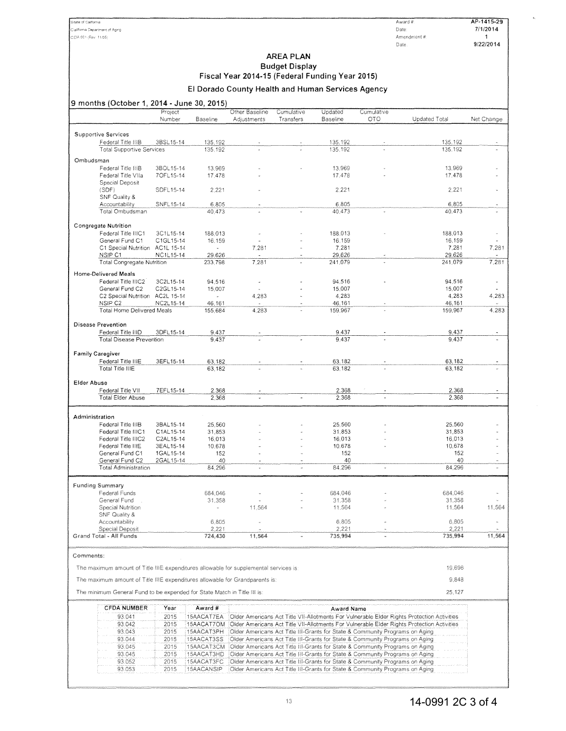State of California
California Department of Aging
CDA 001 (Rev. 11/05)

Award #: AP-1415-29
Date: 7/1/2014
Amendment #: 1
Date: 9/22/2014

# AREA PLAN

## Budget Display

## Fiscal Year 2014-15 (Federal Funding Year 2015)

### El Dorado County Health and Human Services Agency

**9 months (October 1, 2014 - June 30, 2015)**

| | Project Number | Baseline | Other Baseline Adjustments | Cumulative Transfers | Updated Baseline | Cumulative OTO | Updated Total | Net Change |
|---|---|---|---|---|---|---|---|---|
| **Supportive Services** | | | | | | | | |
| Federal Title IIIB | 3BSL15-14 | 135,192 | - | - | 135,192 | - | 135,192 | - |
| Total Supportive Services | | 135,192 | - | - | 135,192 | - | 135,192 | - |
| **Ombudsman** | | | | | | | | |
| Federal Title IIIB | 3BOL15-14 | 13,969 | - | - | 13,969 | - | 13,969 | - |
| Federal Title VIIa | 7OFL15-14 | 17,478 | - | | 17,478 | - | 17,478 | - |
| Special Deposit (SDF) | SDFL15-14 | 2,221 | - | | 2,221 | - | 2,221 | - |
| SNF Quality & Accountability | SNFL15-14 | 6,805 | - | | 6,805 | - | 6,805 | - |
| Total Ombudsman | | 40,473 | - | - | 40,473 | - | 40,473 | - |
| **Congregate Nutrition** | | | | | | | | |
| Federal Title IIIC1 | 3C1L15-14 | 188,013 | - | - | 188,013 | - | 188,013 | - |
| General Fund C1 | C1GL15-14 | 16,159 | - | - | 16,159 | | 16,159 | - |
| C1 Special Nutrition | AC1L 15-14 | - | 7,281 | - | 7,281 | | 7,281 | 7,281 |
| NSIP C1 | NC1L15-14 | 29,626 | - | - | 29,626 | - | 29,626 | - |
| Total Congregate Nutrition | | 233,798 | 7,281 | - | 241,079 | - | 241,079 | 7,281 |
| **Home-Delivered Meals** | | | | | | | | |
| Federal Title IIIC2 | 3C2L15-14 | 94,516 | - | - | 94,516 | - | 94,516 | - |
| General Fund C2 | C2GL15-14 | 15,007 | - | - | 15,007 | | 15,007 | - |
| C2 Special Nutrition | AC2L 15-14 | - | 4,283 | - | 4,283 | | 4,283 | 4,283 |
| NSIP C2 | NC2L15-14 | 46,161 | - | - | 46,161 | - | 46,161 | - |
| Total Home Delivered Meals | | 155,684 | 4,283 | - | 159,967 | - | 159,967 | 4,283 |
| **Disease Prevention** | | | | | | | | |
| Federal Title IIID | 3DFL15-14 | 9,437 | - | | 9,437 | - | 9,437 | - |
| Total Disease Prevention | | 9,437 | - | - | 9,437 | - | 9,437 | - |
| **Family Caregiver** | | | | | | | | |
| Federal Title IIIE | 3EFL15-14 | 63,182 | - | - | 63,182 | - | 63,182 | - |
| Total Title IIIE | | 63,182 | - | - | 63,182 | - | 63,182 | - |
| **Elder Abuse** | | | | | | | | |
| Federal Title VII | 7EFL15-14 | 2,368 | - | | 2,368 | - | 2,368 | - |
| Total Elder Abuse | | 2,368 | - | - | 2,368 | - | 2,368 | - |
| **Administration** | | | | | | | | |
| Federal Title IIIB | 3BAL15-14 | 25,560 | - | - | 25,560 | - | 25,560 | - |
| Federal Title IIIC1 | C1AL15-14 | 31,853 | - | - | 31,853 | - | 31,853 | - |
| Federal Title IIIC2 | C2AL15-14 | 16,013 | - | - | 16,013 | - | 16,013 | - |
| Federal Title IIIE | 3EAL15-14 | 10,678 | - | - | 10,678 | - | 10,678 | - |
| General Fund C1 | 1GAL15-14 | 152 | - | - | 152 | | 152 | - |
| General Fund C2 | 2GAL15-14 | 40 | - | - | 40 | | 40 | - |
| Total Administration | | 84,296 | - | - | 84,296 | - | 84,296 | - |
| **Funding Summary** | | | | | | | | |
| Federal Funds | | 684,046 | - | - | 684,046 | - | 684,046 | - |
| General Fund | | 31,358 | - | - | 31,358 | - | 31,358 | - |
| Special Nutrition | | - | 11,564 | - | 11,564 | - | 11,564 | 11,564 |
| SNF Quality & Accountability | | 6,805 | - | | 6,805 | - | 6,805 | - |
| Special Deposit | | 2,221 | - | | 2,221 | - | 2,221 | - |
| **Grand Total - All Funds** | | 724,430 | 11,564 | - | 735,994 | - | 735,994 | 11,564 |

**Comments:**

The maximum amount of Title IIIE expenditures allowable for supplemental services is: 19,696

The maximum amount of Title IIIE expenditures allowable for Grandparents is: 9,848

The minimum General Fund to be expended for State Match in Title III is: 25,127

| CFDA NUMBER | Year | Award # | Award Name |
|---|---|---|---|
| 93.041 | 2015 | 15AACAT7EA | Older Americans Act Title VII-Allotments For Vulnerable Elder Rights Protection Activities |
| 93.042 | 2015 | 15AACAT7OM | Older Americans Act Title VII-Allotments For Vulnerable Elder Rights Protection Activities |
| 93.043 | 2015 | 15AACAT3PH | Older Americans Act Title III-Grants for State & Community Programs on Aging |
| 93.044 | 2015 | 15AACAT3SS | Older Americans Act Title III-Grants for State & Community Programs on Aging |
| 93.045 | 2015 | 15AACAT3CM | Older Americans Act Title III-Grants for State & Community Programs on Aging |
| 93.045 | 2015 | 15AACAT3HD | Older Americans Act Title III-Grants for State & Community Programs on Aging |
| 93.052 | 2015 | 15AACAT3FC | Older Americans Act Title III-Grants for State & Community Programs on Aging |
| 93.053 | 2015 | 15AACANSIP | Older Americans Act Title III-Grants for State & Community Programs on Aging |

14-0991 2C 3 of 4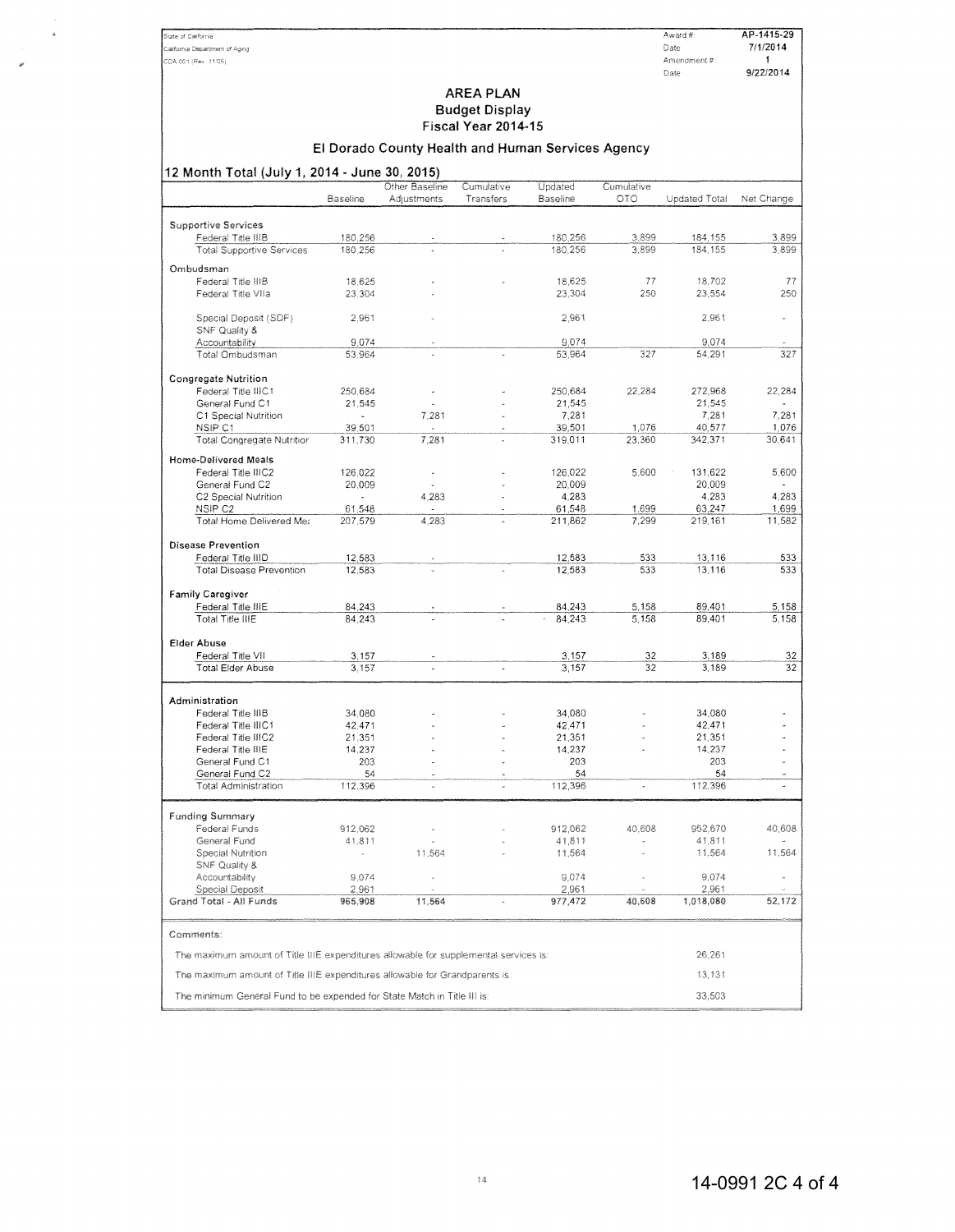State of California
California Department of Aging
CDA 001 (Rev. 11/05)

| | |
|---|---|
| Award #: | AP-1415-29 |
| Date: | 7/1/2014 |
| Amendment #: | 1 |
| Date: | 9/22/2014 |

# AREA PLAN
## Budget Display
## Fiscal Year 2014-15

### El Dorado County Health and Human Services Agency

**12 Month Total (July 1, 2014 - June 30, 2015)**

| | Baseline | Other Baseline Adjustments | Cumulative Transfers | Updated Baseline | Cumulative OTO | Updated Total | Net Change |
|---|---|---|---|---|---|---|---|
| **Supportive Services** | | | | | | | |
| Federal Title IIIB | 180,256 | - | - | 180,256 | 3,899 | 184,155 | 3,899 |
| Total Supportive Services | 180,256 | - | - | 180,256 | 3,899 | 184,155 | 3,899 |
| **Ombudsman** | | | | | | | |
| Federal Title IIIB | 18,625 | - | - | 18,625 | 77 | 18,702 | 77 |
| Federal Title VIIa | 23,304 | - | | 23,304 | 250 | 23,554 | 250 |
| Special Deposit (SDF) | 2,961 | - | | 2,961 | | 2,961 | - |
| SNF Quality & Accountability | 9,074 | - | | 9,074 | | 9,074 | - |
| Total Ombudsman | 53,964 | - | - | 53,964 | 327 | 54,291 | 327 |
| **Congregate Nutrition** | | | | | | | |
| Federal Title IIIC1 | 250,684 | - | - | 250,684 | 22,284 | 272,968 | 22,284 |
| General Fund C1 | 21,545 | - | - | 21,545 | | 21,545 | - |
| C1 Special Nutrition | - | 7,281 | - | 7,281 | | 7,281 | 7,281 |
| NSIP C1 | 39,501 | - | - | 39,501 | 1,076 | 40,577 | 1,076 |
| Total Congregate Nutrition | 311,730 | 7,281 | - | 319,011 | 23,360 | 342,371 | 30,641 |
| **Home-Delivered Meals** | | | | | | | |
| Federal Title IIIC2 | 126,022 | - | - | 126,022 | 5,600 | 131,622 | 5,600 |
| General Fund C2 | 20,009 | - | - | 20,009 | | 20,009 | - |
| C2 Special Nutrition | - | 4,283 | - | 4,283 | | 4,283 | 4,283 |
| NSIP C2 | 61,548 | - | - | 61,548 | 1,699 | 63,247 | 1,699 |
| Total Home Delivered Meals | 207,579 | 4,283 | - | 211,862 | 7,299 | 219,161 | 11,582 |
| **Disease Prevention** | | | | | | | |
| Federal Title IIID | 12,583 | - | | 12,583 | 533 | 13,116 | 533 |
| Total Disease Prevention | 12,583 | - | - | 12,583 | 533 | 13,116 | 533 |
| **Family Caregiver** | | | | | | | |
| Federal Title IIIE | 84,243 | - | - | 84,243 | 5,158 | 89,401 | 5,158 |
| Total Title IIIE | 84,243 | - | - | 84,243 | 5,158 | 89,401 | 5,158 |
| **Elder Abuse** | | | | | | | |
| Federal Title VII | 3,157 | - | | 3,157 | 32 | 3,189 | 32 |
| Total Elder Abuse | 3,157 | - | - | 3,157 | 32 | 3,189 | 32 |
| **Administration** | | | | | | | |
| Federal Title IIIB | 34,080 | - | - | 34,080 | - | 34,080 | - |
| Federal Title IIIC1 | 42,471 | - | - | 42,471 | - | 42,471 | - |
| Federal Title IIIC2 | 21,351 | - | - | 21,351 | - | 21,351 | - |
| Federal Title IIIE | 14,237 | - | - | 14,237 | - | 14,237 | - |
| General Fund C1 | 203 | - | - | 203 | | 203 | - |
| General Fund C2 | 54 | - | - | 54 | | 54 | - |
| Total Administration | 112,396 | - | - | 112,396 | - | 112,396 | - |
| **Funding Summary** | | | | | | | |
| Federal Funds | 912,062 | - | - | 912,062 | 40,608 | 952,670 | 40,608 |
| General Fund | 41,811 | - | - | 41,811 | - | 41,811 | - |
| Special Nutrition | - | 11,564 | - | 11,564 | - | 11,564 | 11,564 |
| SNF Quality & Accountability | 9,074 | - | | 9,074 | - | 9,074 | - |
| Special Deposit | 2,961 | - | | 2,961 | - | 2,961 | - |
| **Grand Total - All Funds** | **965,908** | **11,564** | - | **977,472** | **40,608** | **1,018,080** | **52,172** |

Comments:

| | |
|---|---|
| The maximum amount of Title IIIE expenditures allowable for supplemental services is: | 26,261 |
| The maximum amount of Title IIIE expenditures allowable for Grandparents is: | 13,131 |
| The minimum General Fund to be expended for State Match in Title III is: | 33,503 |

14-0991 2C 4 of 4